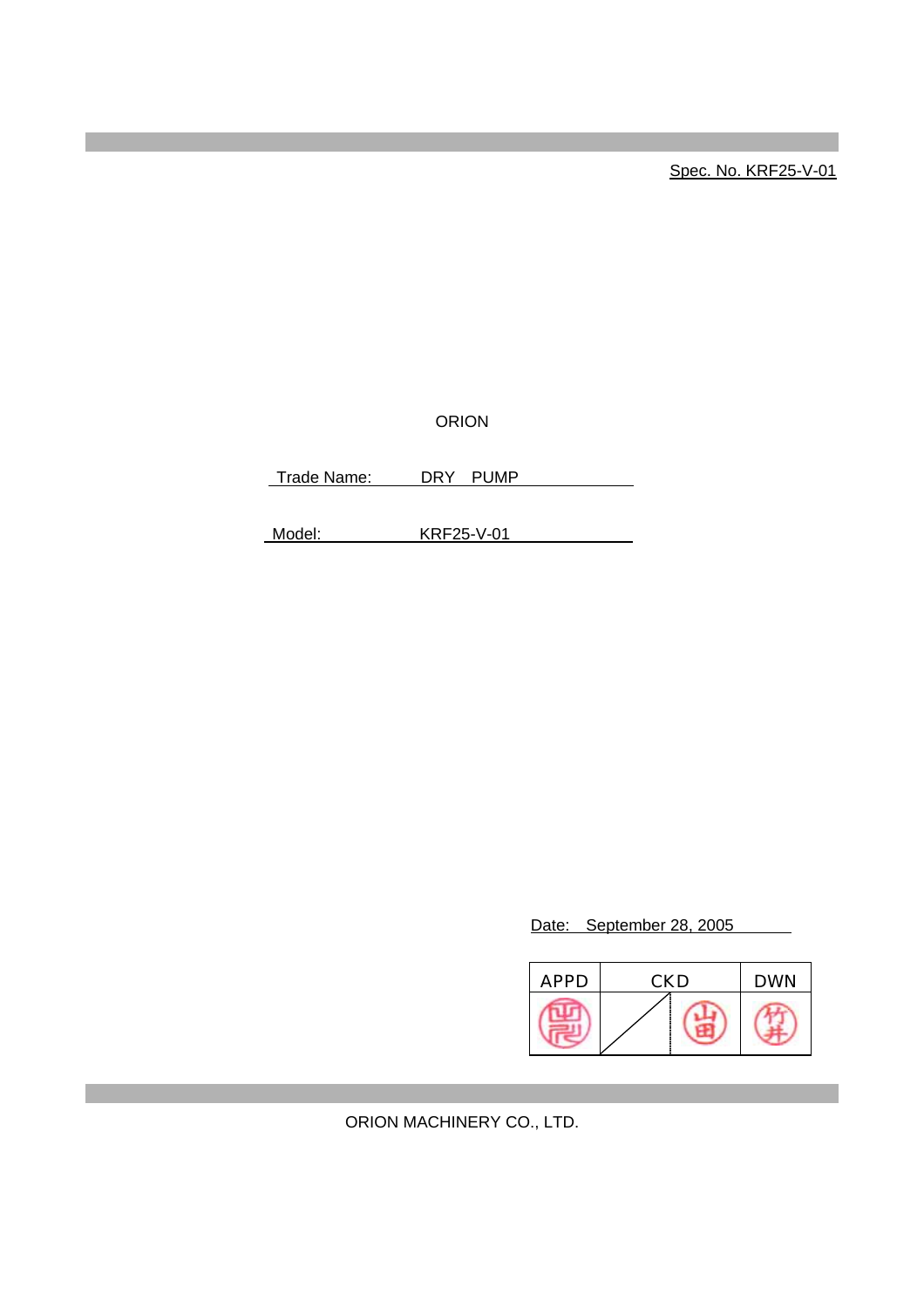Spec. No. KRF25-V-01

ORION

Trade Name: DRY PUMP

Model: KRF25-V-01

Date: September 28, 2005

| APPD | CKD | | DWN |
|---|---|---|---|
| 西沢 | | 山田 | 竹井 |

ORION MACHINERY CO., LTD.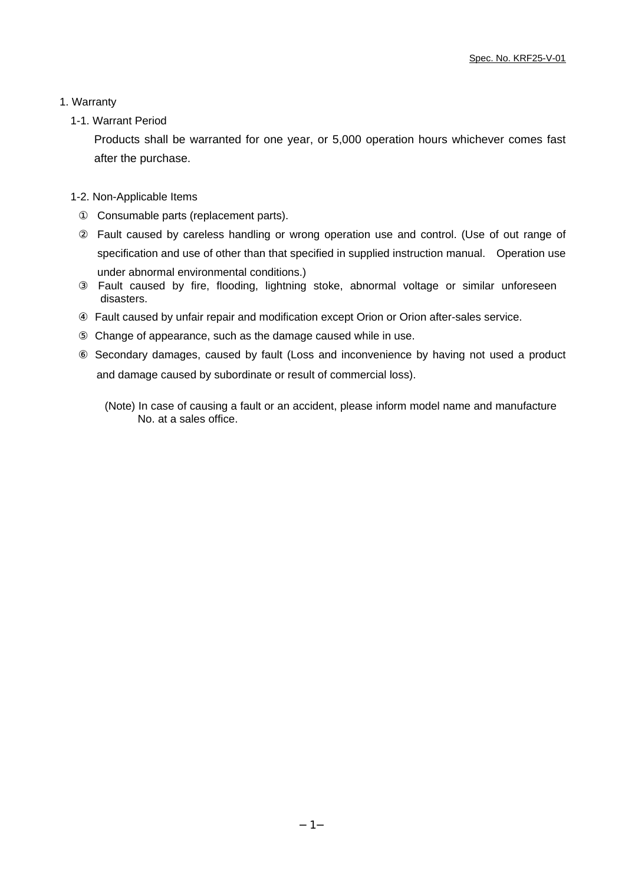# 1. Warranty

## 1-1. Warrant Period

Products shall be warranted for one year, or 5,000 operation hours whichever comes fast after the purchase.

## 1-2. Non-Applicable Items

① Consumable parts (replacement parts).

② Fault caused by careless handling or wrong operation use and control. (Use of out range of specification and use of other than that specified in supplied instruction manual. Operation use under abnormal environmental conditions.)

③ Fault caused by fire, flooding, lightning stoke, abnormal voltage or similar unforeseen disasters.

④ Fault caused by unfair repair and modification except Orion or Orion after-sales service.

⑤ Change of appearance, such as the damage caused while in use.

⑥ Secondary damages, caused by fault (Loss and inconvenience by having not used a product and damage caused by subordinate or result of commercial loss).

(Note) In case of causing a fault or an accident, please inform model name and manufacture No. at a sales office.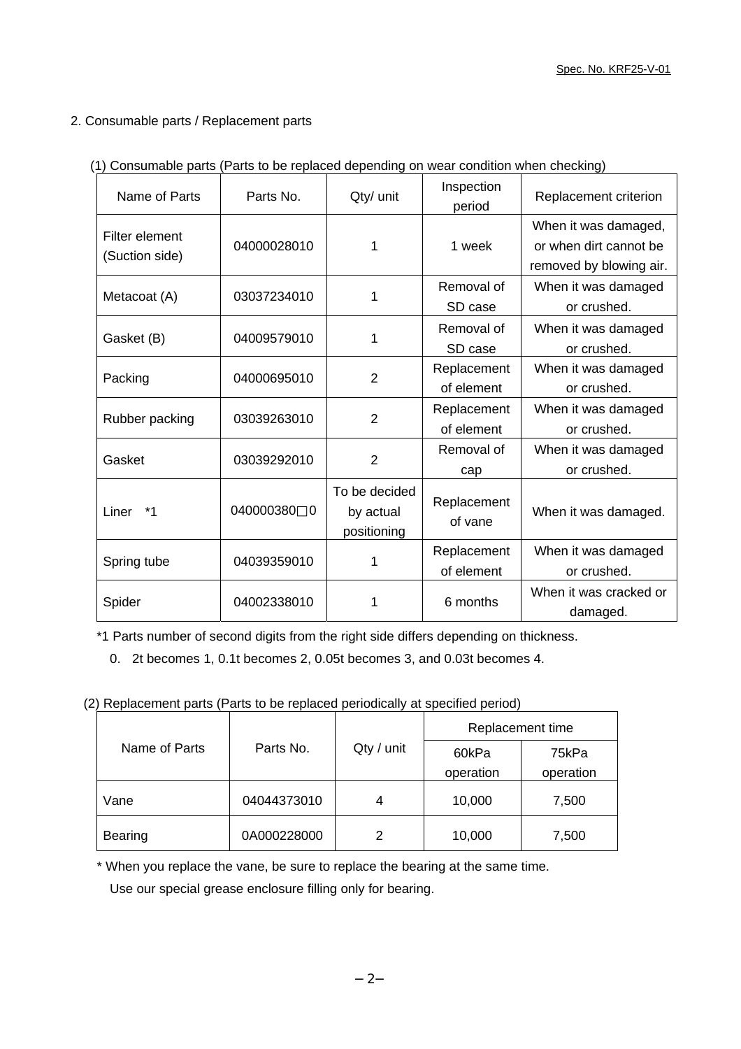## 2. Consumable parts / Replacement parts

(1) Consumable parts (Parts to be replaced depending on wear condition when checking)

| Name of Parts | Parts No. | Qty/ unit | Inspection period | Replacement criterion |
|---|---|---|---|---|
| Filter element (Suction side) | 04000028010 | 1 | 1 week | When it was damaged, or when dirt cannot be removed by blowing air. |
| Metacoat (A) | 03037234010 | 1 | Removal of SD case | When it was damaged or crushed. |
| Gasket (B) | 04009579010 | 1 | Removal of SD case | When it was damaged or crushed. |
| Packing | 04000695010 | 2 | Replacement of element | When it was damaged or crushed. |
| Rubber packing | 03039263010 | 2 | Replacement of element | When it was damaged or crushed. |
| Gasket | 03039292010 | 2 | Removal of cap | When it was damaged or crushed. |
| Liner *1 | 040000380□0 | To be decided by actual positioning | Replacement of vane | When it was damaged. |
| Spring tube | 04039359010 | 1 | Replacement of element | When it was damaged or crushed. |
| Spider | 04002338010 | 1 | 6 months | When it was cracked or damaged. |

*1 Parts number of second digits from the right side differs depending on thickness.

0. 2t becomes 1, 0.1t becomes 2, 0.05t becomes 3, and 0.03t becomes 4.

(2) Replacement parts (Parts to be replaced periodically at specified period)

| Name of Parts | Parts No. | Qty / unit | Replacement time | |
|---|---|---|---|---|
| | | | 60kPa operation | 75kPa operation |
| Vane | 04044373010 | 4 | 10,000 | 7,500 |
| Bearing | 0A000228000 | 2 | 10,000 | 7,500 |

* When you replace the vane, be sure to replace the bearing at the same time.
Use our special grease enclosure filling only for bearing.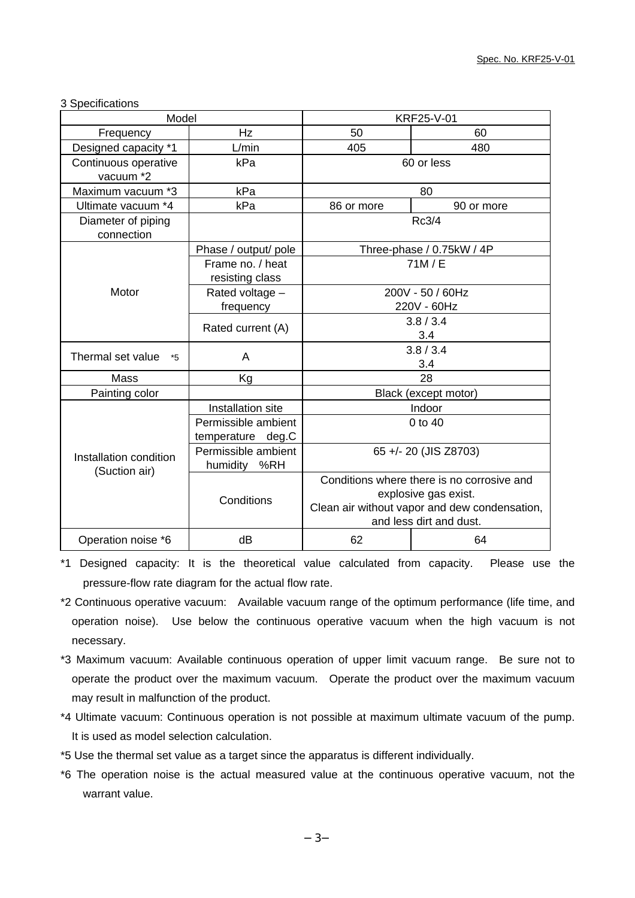3 Specifications

| Model | | KRF25-V-01 | |
|---|---|---|---|
| Frequency | Hz | 50 | 60 |
| Designed capacity *1 | L/min | 405 | 480 |
| Continuous operative vacuum *2 | kPa | 60 or less | |
| Maximum vacuum *3 | kPa | 80 | |
| Ultimate vacuum *4 | kPa | 86 or more | 90 or more |
| Diameter of piping connection | | Rc3/4 | |
| Motor | Phase / output/ pole | Three-phase / 0.75kW / 4P | |
| | Frame no. / heat resisting class | 71M / E | |
| | Rated voltage – frequency | 200V - 50 / 60Hz<br>220V - 60Hz | |
| | Rated current (A) | 3.8 / 3.4<br>3.4 | |
| Thermal set value *5 | A | 3.8 / 3.4<br>3.4 | |
| Mass | Kg | 28 | |
| Painting color | | Black (except motor) | |
| Installation condition (Suction air) | Installation site | Indoor | |
| | Permissible ambient temperature deg.C | 0 to 40 | |
| | Permissible ambient humidity %RH | 65 +/- 20 (JIS Z8703) | |
| | Conditions | Conditions where there is no corrosive and explosive gas exist.<br>Clean air without vapor and dew condensation, and less dirt and dust. | |
| Operation noise *6 | dB | 62 | 64 |

*1 Designed capacity: It is the theoretical value calculated from capacity. Please use the pressure-flow rate diagram for the actual flow rate.

*2 Continuous operative vacuum: Available vacuum range of the optimum performance (life time, and operation noise). Use below the continuous operative vacuum when the high vacuum is not necessary.

*3 Maximum vacuum: Available continuous operation of upper limit vacuum range. Be sure not to operate the product over the maximum vacuum. Operate the product over the maximum vacuum may result in malfunction of the product.

*4 Ultimate vacuum: Continuous operation is not possible at maximum ultimate vacuum of the pump. It is used as model selection calculation.

*5 Use the thermal set value as a target since the apparatus is different individually.

*6 The operation noise is the actual measured value at the continuous operative vacuum, not the warrant value.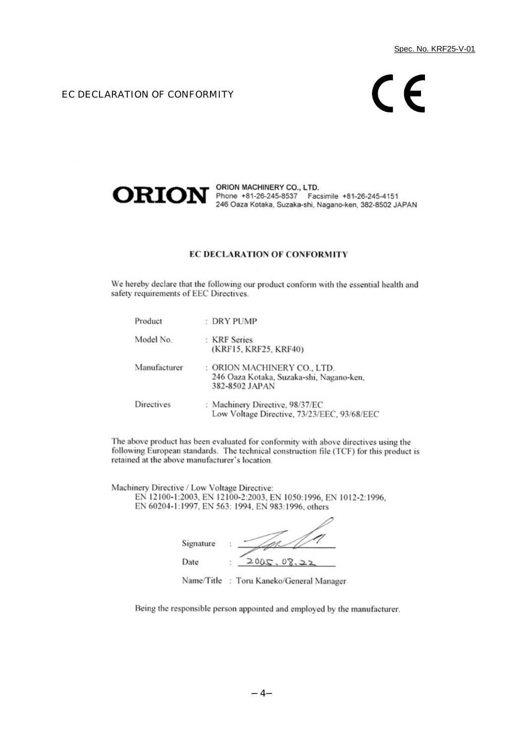Spec. No. KRF25-V-01

EC DECLARATION OF CONFORMITY

CE

**ORION** ORION MACHINERY CO., LTD.
Phone +81-26-245-8537 Facsimile +81-26-245-4151
246 Oaza Kotaka, Suzaka-shi, Nagano-ken, 382-8502 JAPAN

## EC DECLARATION OF CONFORMITY

We hereby declare that the following our product conform with the essential health and safety requirements of EEC Directives.

| | |
|---|---|
| Product | : DRY PUMP |
| Model No. | : KRF Series (KRF15, KRF25, KRF40) |
| Manufacturer | : ORION MACHINERY CO., LTD. 246 Oaza Kotaka, Suzaka-shi, Nagano-ken, 382-8502 JAPAN |
| Directives | : Machinery Directive, 98/37/EC Low Voltage Directive, 73/23/EEC, 93/68/EEC |

The above product has been evaluated for conformity with above directives using the following European standards. The technical construction file (TCF) for this product is retained at the above manufacturer's location.

Machinery Directive / Low Voltage Directive:
EN 12100-1:2003, EN 12100-2:2003, EN 1050:1996, EN 1012-2:1996, EN 60204-1:1997, EN 563: 1994, EN 983:1996, others

Signature :

Date : 2005. 08. 22

Name/Title : Toru Kaneko/General Manager

Being the responsible person appointed and employed by the manufacturer.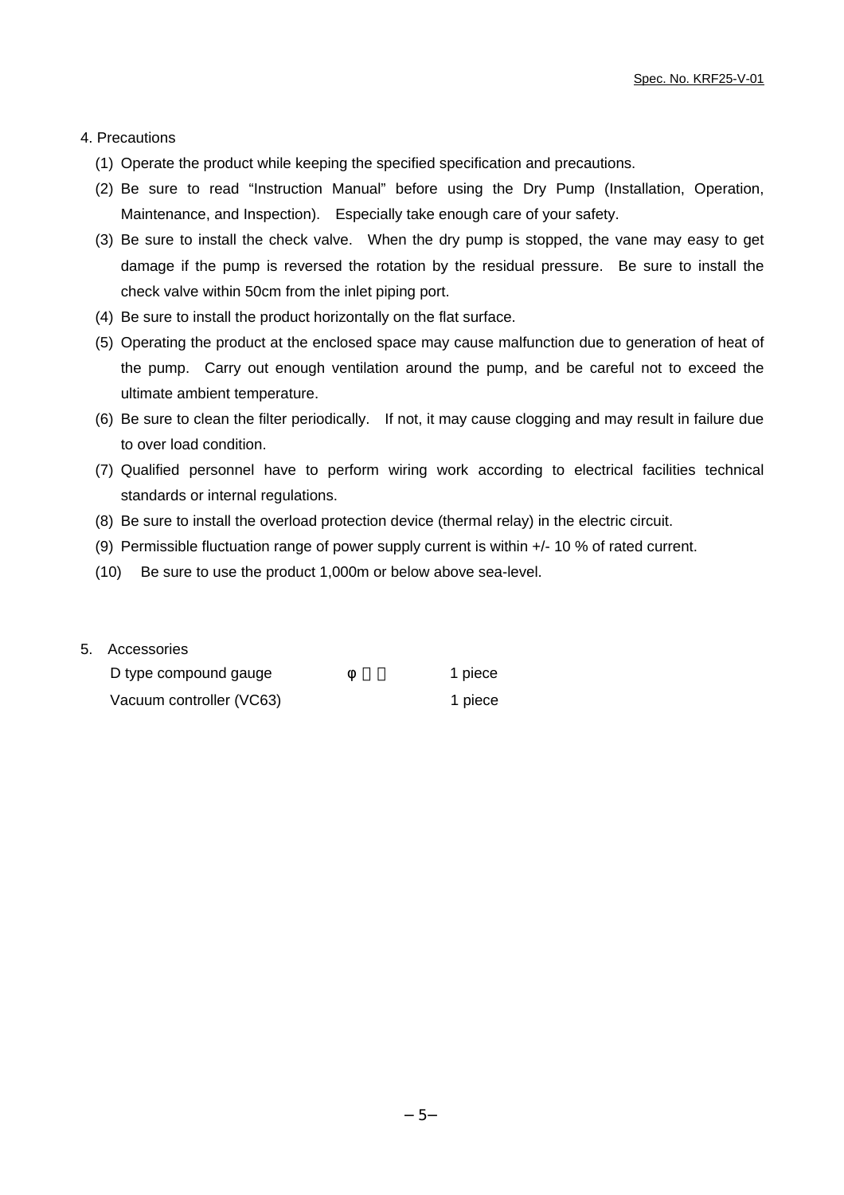## 4. Precautions

(1) Operate the product while keeping the specified specification and precautions.

(2) Be sure to read "Instruction Manual" before using the Dry Pump (Installation, Operation, Maintenance, and Inspection). Especially take enough care of your safety.

(3) Be sure to install the check valve. When the dry pump is stopped, the vane may easy to get damage if the pump is reversed the rotation by the residual pressure. Be sure to install the check valve within 50cm from the inlet piping port.

(4) Be sure to install the product horizontally on the flat surface.

(5) Operating the product at the enclosed space may cause malfunction due to generation of heat of the pump. Carry out enough ventilation around the pump, and be careful not to exceed the ultimate ambient temperature.

(6) Be sure to clean the filter periodically. If not, it may cause clogging and may result in failure due to over load condition.

(7) Qualified personnel have to perform wiring work according to electrical facilities technical standards or internal regulations.

(8) Be sure to install the overload protection device (thermal relay) in the electric circuit.

(9) Permissible fluctuation range of power supply current is within +/- 10 % of rated current.

(10) Be sure to use the product 1,000m or below above sea-level.

## 5. Accessories

| | | |
|---|---|---|
| D type compound gauge | φ | 1 piece |
| Vacuum controller (VC63) | | 1 piece |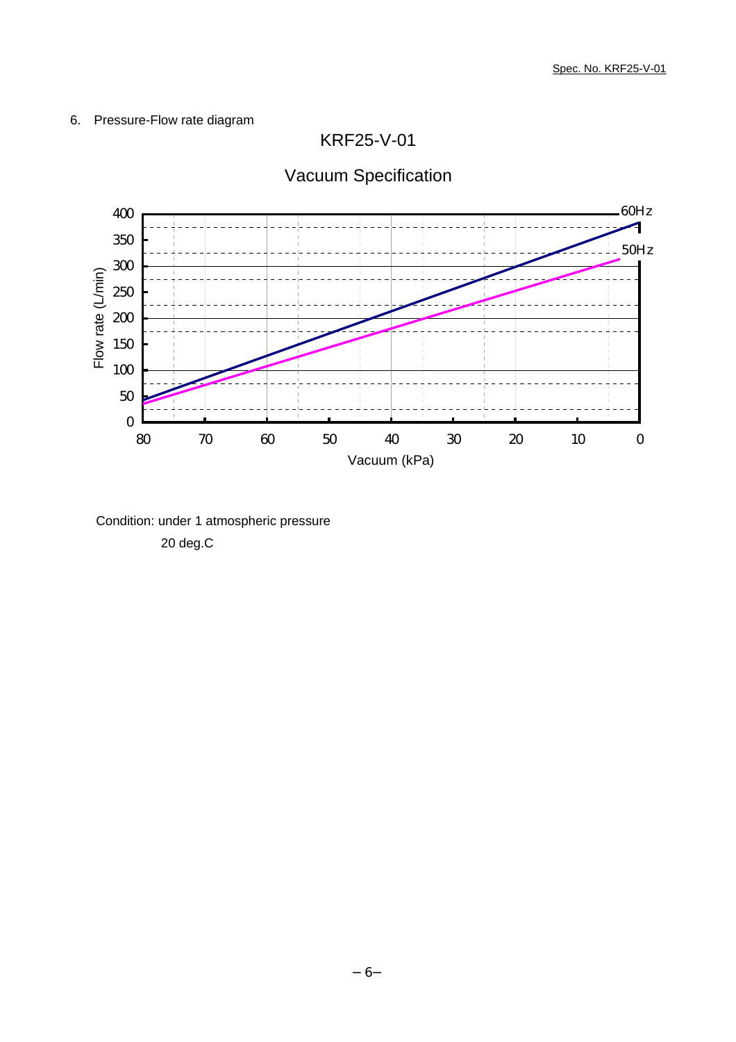6. Pressure-Flow rate diagram

KRF25-V-01

Vacuum Specification

Condition: under 1 atmospheric pressure

20 deg.C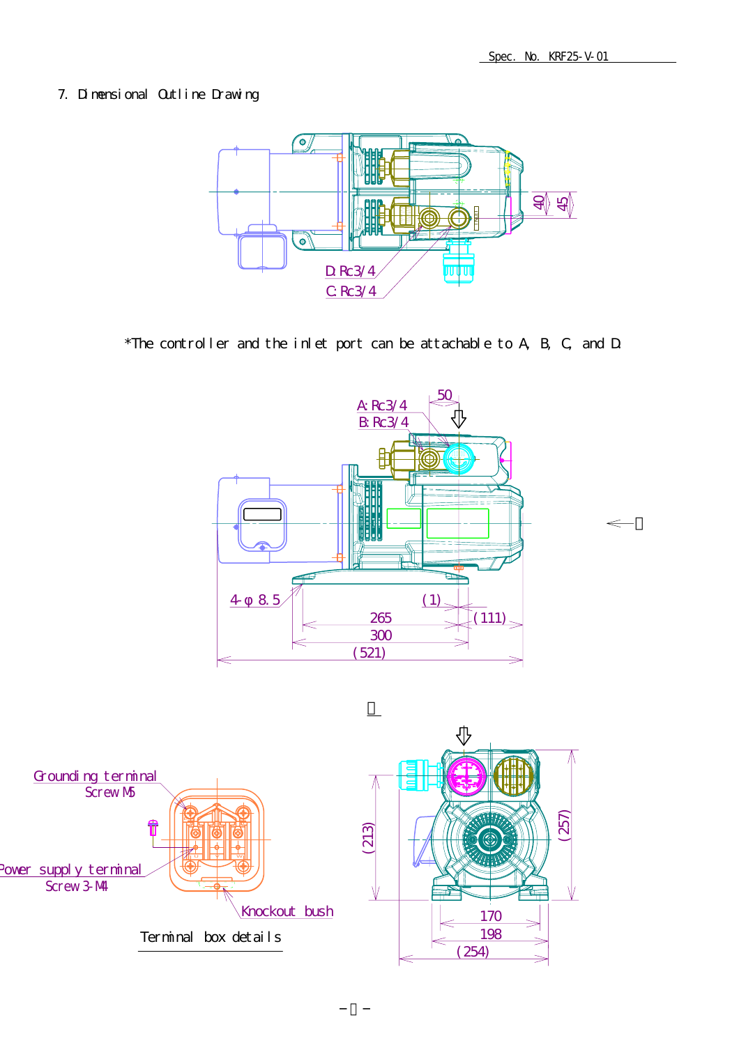## 7. Dimensional Outline Drawing

D:Rc3/4

C:Rc3/4

40

45

*The controller and the inlet port can be attachable to A, B, C, and D.

A:Rc3/4

B:Rc3/4

50

4-φ8.5

(1)

265

(111)

300

(521)

Grounding terminal
Screw M5

Power supply terminal
Screw 3-M4

Knockout bush

Terminal box details

(213)

(257)

170

198

(254)